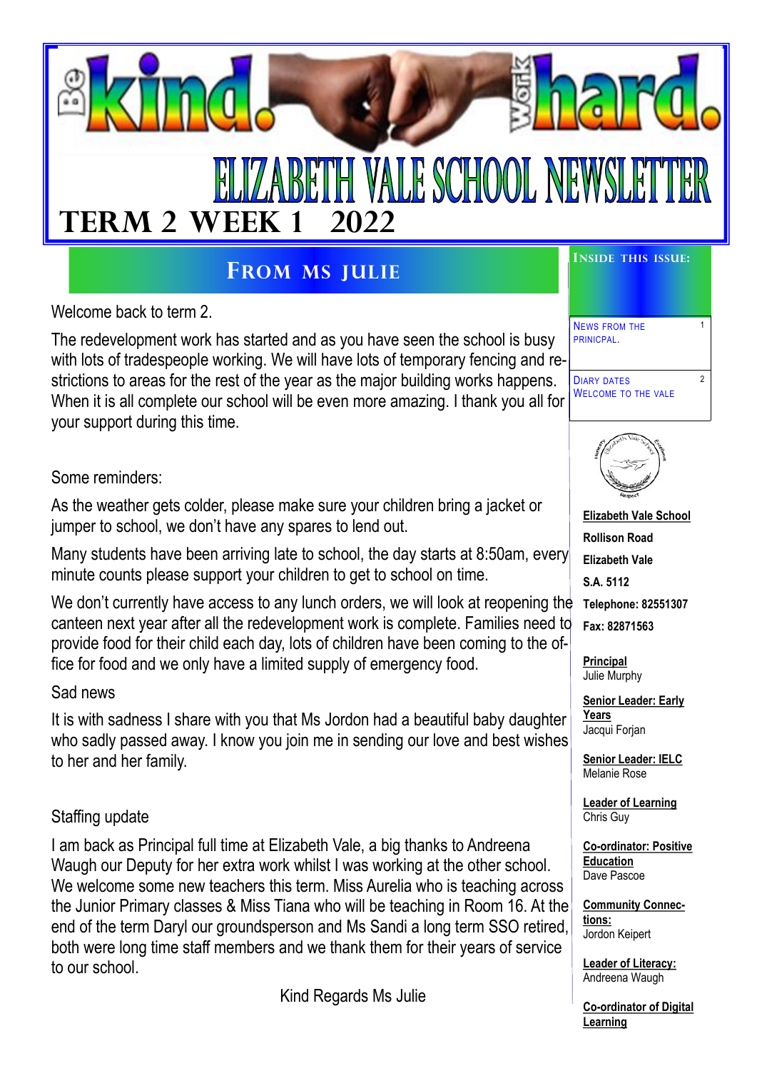# Be kind. Work hard.

# ELIZABETH VALE SCHOOL NEWSLETTER

## TERM 2 WEEK 1 2022

## From Ms Julie

Welcome back to term 2.

The redevelopment work has started and as you have seen the school is busy with lots of tradespeople working. We will have lots of temporary fencing and restrictions to areas for the rest of the year as the major building works happens. When it is all complete our school will be even more amazing. I thank you all for your support during this time.

Some reminders:

As the weather gets colder, please make sure your children bring a jacket or jumper to school, we don't have any spares to lend out.

Many students have been arriving late to school, the day starts at 8:50am, every minute counts please support your children to get to school on time.

We don't currently have access to any lunch orders, we will look at reopening the canteen next year after all the redevelopment work is complete. Families need to provide food for their child each day, lots of children have been coming to the office for food and we only have a limited supply of emergency food.

Sad news

It is with sadness I share with you that Ms Jordon had a beautiful baby daughter who sadly passed away. I know you join me in sending our love and best wishes to her and her family.

Staffing update

I am back as Principal full time at Elizabeth Vale, a big thanks to Andreena Waugh our Deputy for her extra work whilst I was working at the other school. We welcome some new teachers this term. Miss Aurelia who is teaching across the Junior Primary classes & Miss Tiana who will be teaching in Room 16. At the end of the term Daryl our groundsperson and Ms Sandi a long term SSO retired, both were long time staff members and we thank them for their years of service to our school.

Kind Regards Ms Julie

### Inside this issue:

| | |
|---|---|
| News from the Prinicpal. | 1 |
| Diary Dates<br>Welcome to the Vale | 2 |

**Elizabeth Vale School**

**Rollison Road**

**Elizabeth Vale**

**S.A. 5112**

**Telephone: 82551307**

**Fax: 82871563**

**Principal**
Julie Murphy

**Senior Leader: Early Years**
Jacqui Forjan

**Senior Leader: IELC**
Melanie Rose

**Leader of Learning**
Chris Guy

**Co-ordinator: Positive Education**
Dave Pascoe

**Community Connections:**
Jordon Keipert

**Leader of Literacy:**
Andreena Waugh

**Co-ordinator of Digital Learning**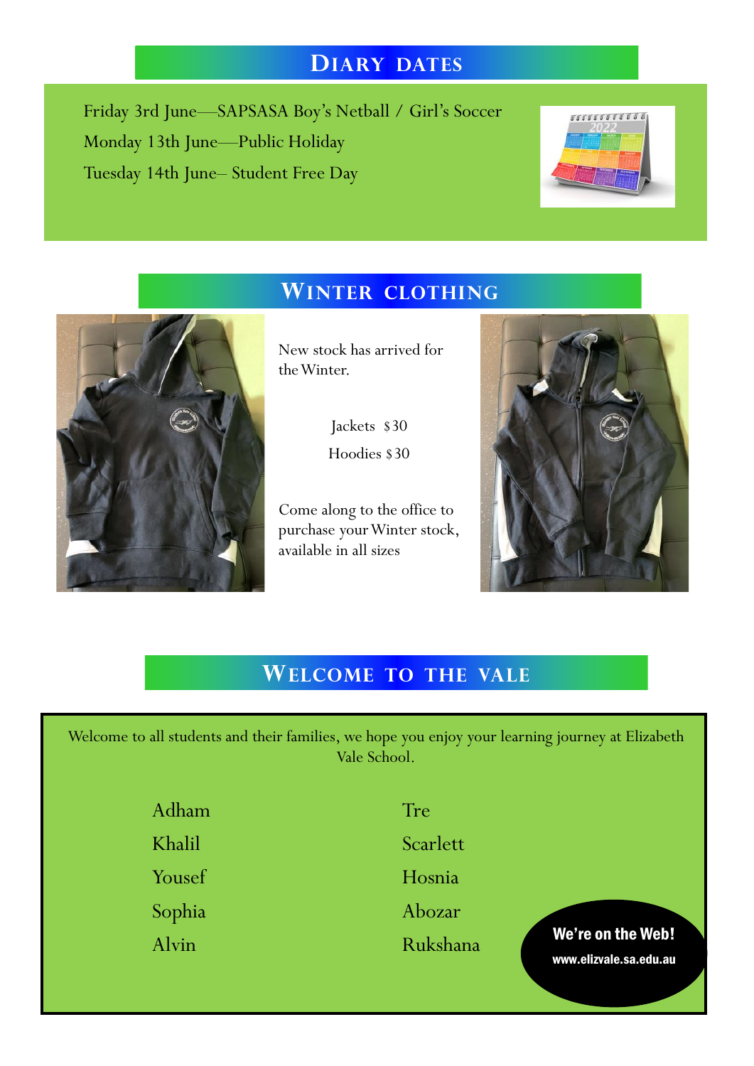## Diary dates

Friday 3rd June—SAPSASA Boy's Netball / Girl's Soccer

Monday 13th June—Public Holiday

Tuesday 14th June– Student Free Day

## Winter clothing

New stock has arrived for the Winter.

Jackets $30

Hoodies $30

Come along to the office to purchase your Winter stock, available in all sizes

## Welcome to the vale

Welcome to all students and their families, we hope you enjoy your learning journey at Elizabeth Vale School.

Adham

Khalil

Yousef

Sophia

Alvin

Tre

Scarlett

Hosnia

Abozar

Rukshana

**We're on the Web!**

**www.elizvale.sa.edu.au**